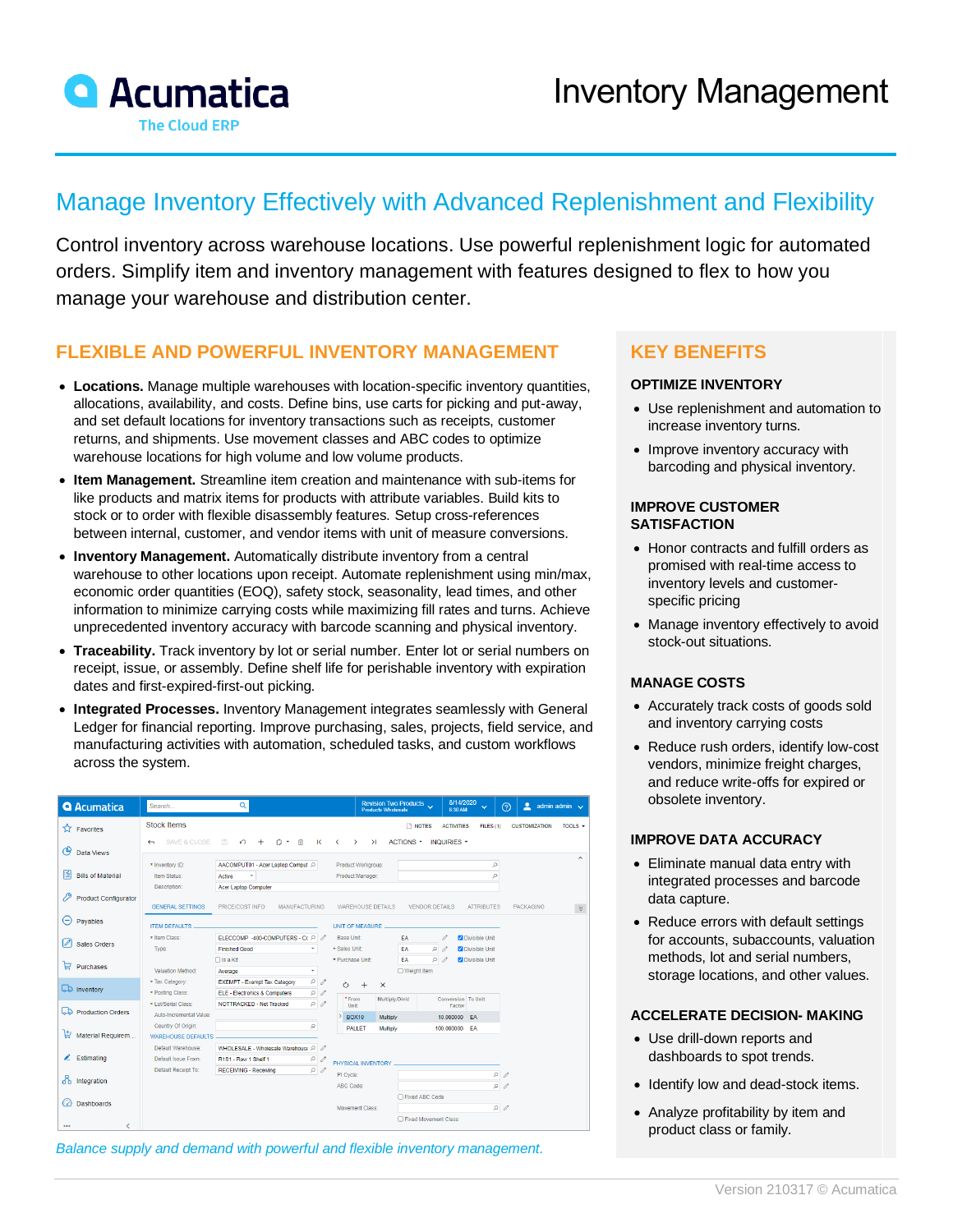# Inventory Management

Acumatica
The Cloud ERP

## Manage Inventory Effectively with Advanced Replenishment and Flexibility

Control inventory across warehouse locations. Use powerful replenishment logic for automated orders. Simplify item and inventory management with features designed to flex to how you manage your warehouse and distribution center.

### FLEXIBLE AND POWERFUL INVENTORY MANAGEMENT

- **Locations.** Manage multiple warehouses with location-specific inventory quantities, allocations, availability, and costs. Define bins, use carts for picking and put-away, and set default locations for inventory transactions such as receipts, customer returns, and shipments. Use movement classes and ABC codes to optimize warehouse locations for high volume and low volume products.
- **Item Management.** Streamline item creation and maintenance with sub-items for like products and matrix items for products with attribute variables. Build kits to stock or to order with flexible disassembly features. Setup cross-references between internal, customer, and vendor items with unit of measure conversions.
- **Inventory Management.** Automatically distribute inventory from a central warehouse to other locations upon receipt. Automate replenishment using min/max, economic order quantities (EOQ), safety stock, seasonality, lead times, and other information to minimize carrying costs while maximizing fill rates and turns. Achieve unprecedented inventory accuracy with barcode scanning and physical inventory.
- **Traceability.** Track inventory by lot or serial number. Enter lot or serial numbers on receipt, issue, or assembly. Define shelf life for perishable inventory with expiration dates and first-expired-first-out picking.
- **Integrated Processes.** Inventory Management integrates seamlessly with General Ledger for financial reporting. Improve purchasing, sales, projects, field service, and manufacturing activities with automation, scheduled tasks, and custom workflows across the system.

*Balance supply and demand with powerful and flexible inventory management.*

### KEY BENEFITS

#### OPTIMIZE INVENTORY

- Use replenishment and automation to increase inventory turns.
- Improve inventory accuracy with barcoding and physical inventory.

#### IMPROVE CUSTOMER SATISFACTION

- Honor contracts and fulfill orders as promised with real-time access to inventory levels and customer-specific pricing
- Manage inventory effectively to avoid stock-out situations.

#### MANAGE COSTS

- Accurately track costs of goods sold and inventory carrying costs
- Reduce rush orders, identify low-cost vendors, minimize freight charges, and reduce write-offs for expired or obsolete inventory.

#### IMPROVE DATA ACCURACY

- Eliminate manual data entry with integrated processes and barcode data capture.
- Reduce errors with default settings for accounts, subaccounts, valuation methods, lot and serial numbers, storage locations, and other values.

#### ACCELERATE DECISION- MAKING

- Use drill-down reports and dashboards to spot trends.
- Identify low and dead-stock items.
- Analyze profitability by item and product class or family.

Version 210317 © Acumatica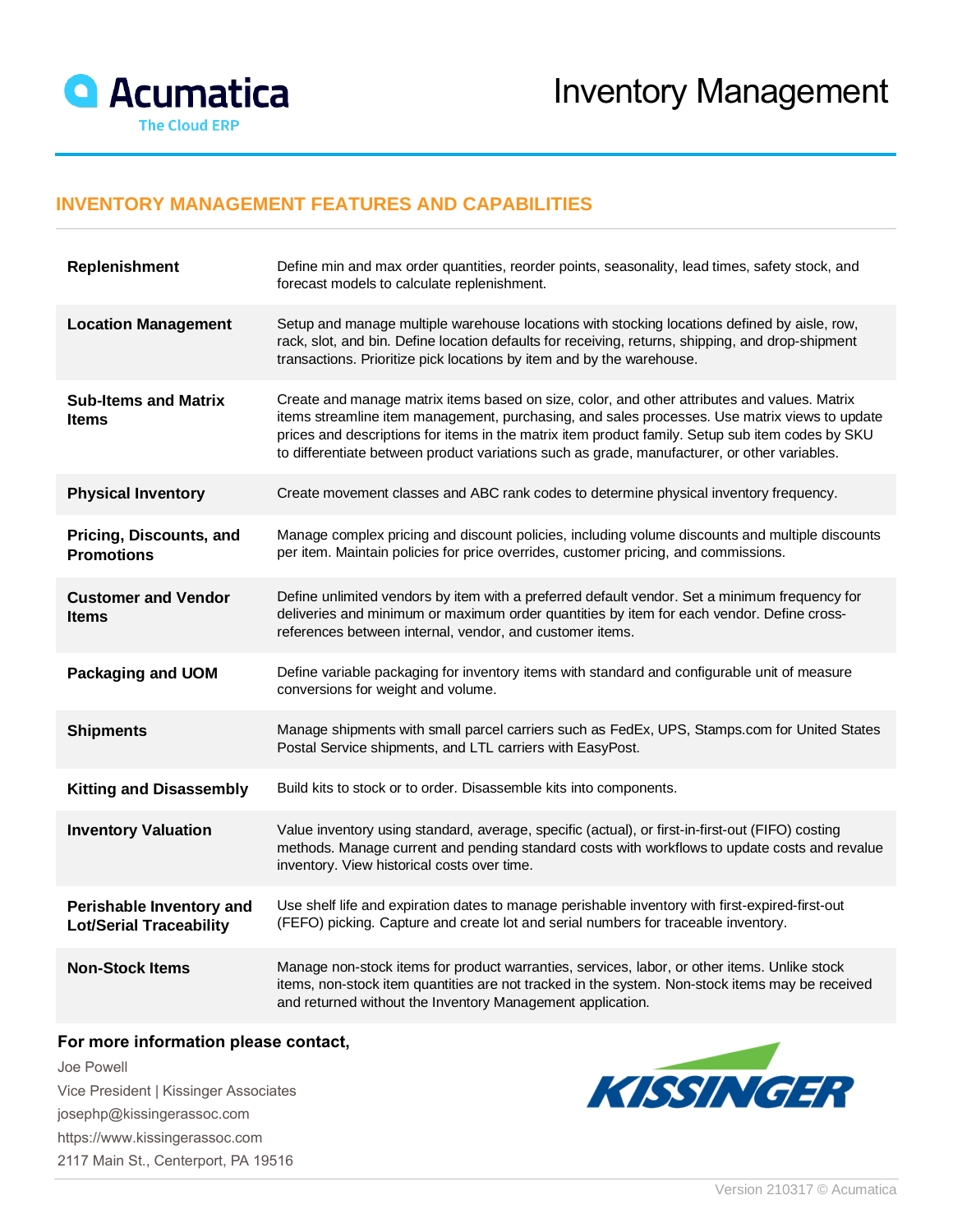# Inventory Management

## INVENTORY MANAGEMENT FEATURES AND CAPABILITIES

| | |
|---|---|
| **Replenishment** | Define min and max order quantities, reorder points, seasonality, lead times, safety stock, and forecast models to calculate replenishment. |
| **Location Management** | Setup and manage multiple warehouse locations with stocking locations defined by aisle, row, rack, slot, and bin. Define location defaults for receiving, returns, shipping, and drop-shipment transactions. Prioritize pick locations by item and by the warehouse. |
| **Sub-Items and Matrix Items** | Create and manage matrix items based on size, color, and other attributes and values. Matrix items streamline item management, purchasing, and sales processes. Use matrix views to update prices and descriptions for items in the matrix item product family. Setup sub item codes by SKU to differentiate between product variations such as grade, manufacturer, or other variables. |
| **Physical Inventory** | Create movement classes and ABC rank codes to determine physical inventory frequency. |
| **Pricing, Discounts, and Promotions** | Manage complex pricing and discount policies, including volume discounts and multiple discounts per item. Maintain policies for price overrides, customer pricing, and commissions. |
| **Customer and Vendor Items** | Define unlimited vendors by item with a preferred default vendor. Set a minimum frequency for deliveries and minimum or maximum order quantities by item for each vendor. Define cross-references between internal, vendor, and customer items. |
| **Packaging and UOM** | Define variable packaging for inventory items with standard and configurable unit of measure conversions for weight and volume. |
| **Shipments** | Manage shipments with small parcel carriers such as FedEx, UPS, Stamps.com for United States Postal Service shipments, and LTL carriers with EasyPost. |
| **Kitting and Disassembly** | Build kits to stock or to order. Disassemble kits into components. |
| **Inventory Valuation** | Value inventory using standard, average, specific (actual), or first-in-first-out (FIFO) costing methods. Manage current and pending standard costs with workflows to update costs and revalue inventory. View historical costs over time. |
| **Perishable Inventory and Lot/Serial Traceability** | Use shelf life and expiration dates to manage perishable inventory with first-expired-first-out (FEFO) picking. Capture and create lot and serial numbers for traceable inventory. |
| **Non-Stock Items** | Manage non-stock items for product warranties, services, labor, or other items. Unlike stock items, non-stock item quantities are not tracked in the system. Non-stock items may be received and returned without the Inventory Management application. |

**For more information please contact,**

Joe Powell
Vice President | Kissinger Associates
josephp@kissingerassoc.com
https://www.kissingerassoc.com
2117 Main St., Centerport, PA 19516

Version 210317 © Acumatica